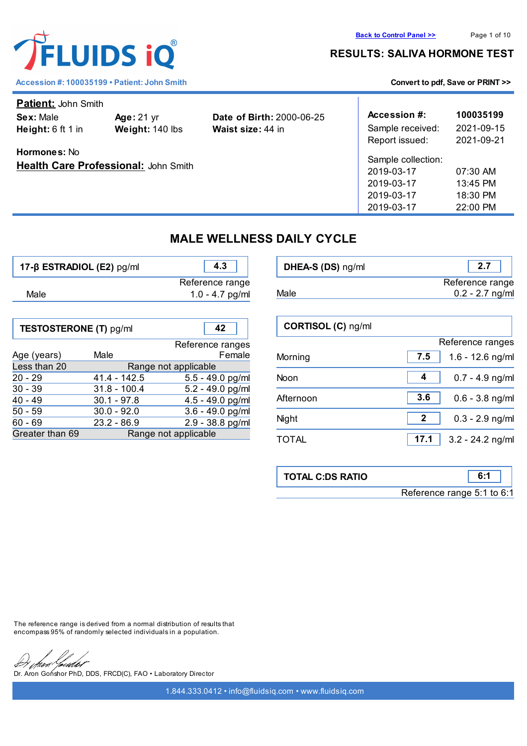# FLUIDS iQ®

**Back to Control Panel >>**

## RESULTS: SALIVA HORMONE TEST

Accession #: 100035199 • Patient: John Smith

Convert to pdf, Save or PRINT >>

**Patient:** John Smith

**Sex:** Male  **Age:** 21 yr  **Date of Birth:** 2000-06-25
**Height:** 6 ft 1 in  **Weight:** 140 lbs  **Waist size:** 44 in

**Hormones:** No

**Health Care Professional:** John Smith

| **Accession #:** | **100035199** |
|---|---|
| Sample received: | 2021-09-15 |
| Report issued: | 2021-09-21 |
| Sample collection: | |
| 2019-03-17 | 07:30 AM |
| 2019-03-17 | 13:45 PM |
| 2019-03-17 | 18:30 PM |
| 2019-03-17 | 22:00 PM |

## MALE WELLNESS DAILY CYCLE

### 17-β ESTRADIOL (E2) pg/ml — **4.3**

| | Reference range |
|---|---|
| Male | 1.0 - 4.7 pg/ml |

### DHEA-S (DS) ng/ml — **2.7**

| | Reference range |
|---|---|
| Male | 0.2 - 2.7 ng/ml |

### TESTOSTERONE (T) pg/ml — **42**

| Age (years) | Male | Female |
|---|---|---|
| Less than 20 | Range not applicable | |
| 20 - 29 | 41.4 - 142.5 | 5.5 - 49.0 pg/ml |
| 30 - 39 | 31.8 - 100.4 | 5.2 - 49.0 pg/ml |
| 40 - 49 | 30.1 - 97.8 | 4.5 - 49.0 pg/ml |
| 50 - 59 | 30.0 - 92.0 | 3.6 - 49.0 pg/ml |
| 60 - 69 | 23.2 - 86.9 | 2.9 - 38.8 pg/ml |
| Greater than 69 | Range not applicable | |

### CORTISOL (C) ng/ml

| | Result | Reference ranges |
|---|---|---|
| Morning | 7.5 | 1.6 - 12.6 ng/ml |
| Noon | 4 | 0.7 - 4.9 ng/ml |
| Afternoon | 3.6 | 0.6 - 3.8 ng/ml |
| Night | 2 | 0.3 - 2.9 ng/ml |
| TOTAL | 17.1 | 3.2 - 24.2 ng/ml |

### TOTAL C:DS RATIO — **6:1**

Reference range 5:1 to 6:1

The reference range is derived from a normal distribution of results that encompass 95% of randomly selected individuals in a population.

Dr. Aron Gonshor PhD, DDS, FRCD(C), FAO • Laboratory Director

1.844.333.0412 • info@fluidsiq.com • www.fluidsiq.com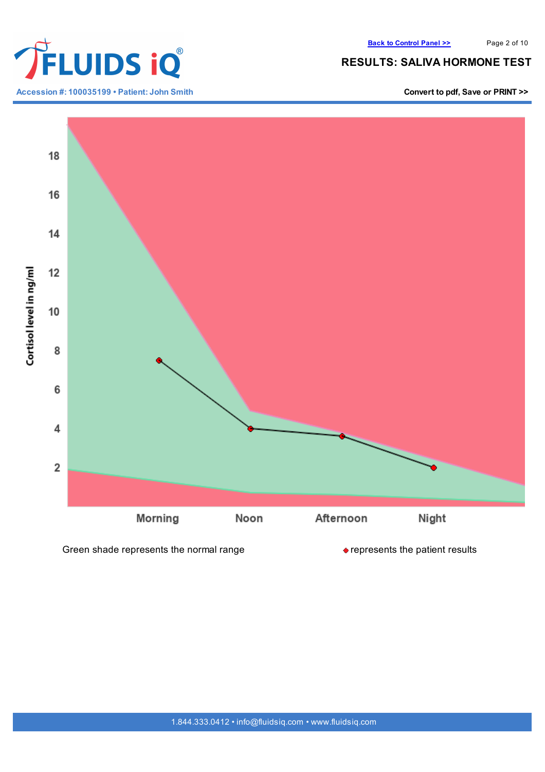# RESULTS: SALIVA HORMONE TEST

Accession #: 100035199 • Patient: John Smith

Cortisol level in ng/ml

Morning | Noon | Afternoon | Night

Green shade represents the normal range

◆ represents the patient results

1.844.333.0412 • info@fluidsiq.com • www.fluidsiq.com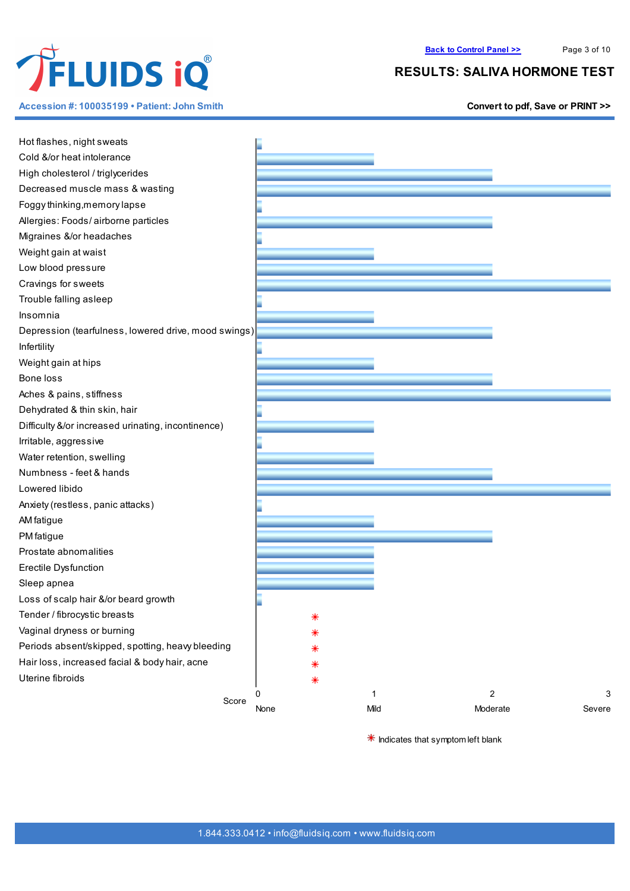# RESULTS: SALIVA HORMONE TEST

**Accession #: 100035199 • Patient: John Smith**

| Symptom | Score |
|---|---|
| Hot flashes, night sweats | 0 |
| Cold &/or heat intolerance | 1 |
| High cholesterol / triglycerides | 2 |
| Decreased muscle mass & wasting | 3 |
| Foggy thinking,memory lapse | 0 |
| Allergies: Foods/ airborne particles | 2 |
| Migraines &/or headaches | 0 |
| Weight gain at waist | 1 |
| Low blood pressure | 2 |
| Cravings for sweets | 3 |
| Trouble falling asleep | 0 |
| Insomnia | 1 |
| Depression (tearfulness, lowered drive, mood swings) | 2 |
| Infertility | 0 |
| Weight gain at hips | 1 |
| Bone loss | 2 |
| Aches & pains, stiffness | 3 |
| Dehydrated & thin skin, hair | 0 |
| Difficulty &/or increased urinating, incontinence) | 1 |
| Irritable, aggressive | 0 |
| Water retention, swelling | 1 |
| Numbness - feet & hands | 2 |
| Lowered libido | 3 |
| Anxiety (restless, panic attacks) | 0 |
| AM fatigue | 1 |
| PM fatigue | 2 |
| Prostate abnormalities | 1 |
| Erectile Dysfunction | 1 |
| Sleep apnea | 1 |
| Loss of scalp hair &/or beard growth | 0 |
| Tender / fibrocystic breasts | * |
| Vaginal dryness or burning | * |
| Periods absent/skipped, spotting, heavy bleeding | * |
| Hair loss, increased facial & body hair, acne | * |
| Uterine fibroids | * |

Score: 0 None, 1 Mild, 2 Moderate, 3 Severe

* Indicates that symptom left blank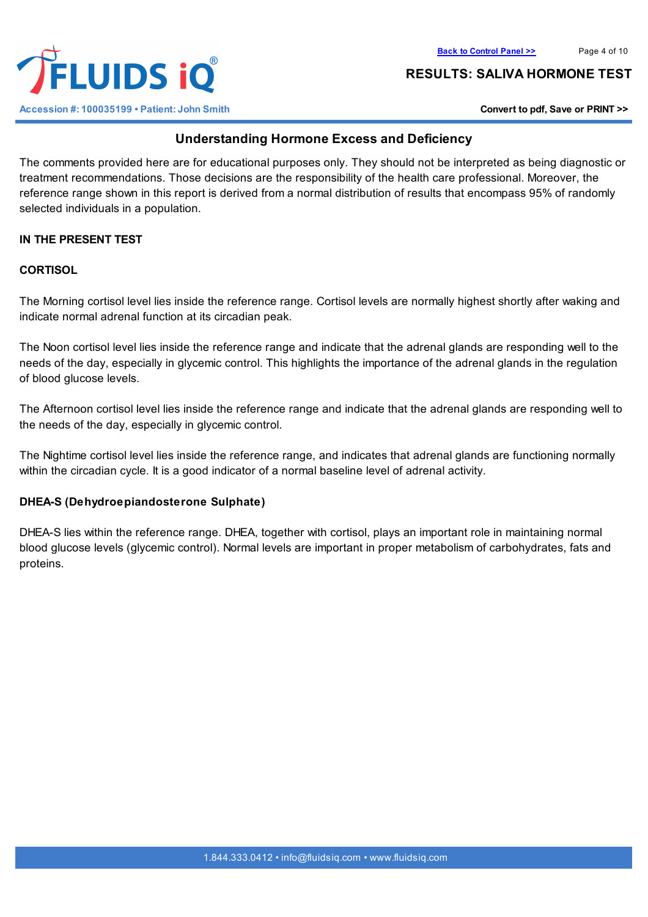## Understanding Hormone Excess and Deficiency

The comments provided here are for educational purposes only. They should not be interpreted as being diagnostic or treatment recommendations. Those decisions are the responsibility of the health care professional. Moreover, the reference range shown in this report is derived from a normal distribution of results that encompass 95% of randomly selected individuals in a population.

**IN THE PRESENT TEST**

**CORTISOL**

The Morning cortisol level lies inside the reference range. Cortisol levels are normally highest shortly after waking and indicate normal adrenal function at its circadian peak.

The Noon cortisol level lies inside the reference range and indicate that the adrenal glands are responding well to the needs of the day, especially in glycemic control. This highlights the importance of the adrenal glands in the regulation of blood glucose levels.

The Afternoon cortisol level lies inside the reference range and indicate that the adrenal glands are responding well to the needs of the day, especially in glycemic control.

The Nightime cortisol level lies inside the reference range, and indicates that adrenal glands are functioning normally within the circadian cycle. It is a good indicator of a normal baseline level of adrenal activity.

**DHEA-S (Dehydroepiandosterone Sulphate)**

DHEA-S lies within the reference range. DHEA, together with cortisol, plays an important role in maintaining normal blood glucose levels (glycemic control). Normal levels are important in proper metabolism of carbohydrates, fats and proteins.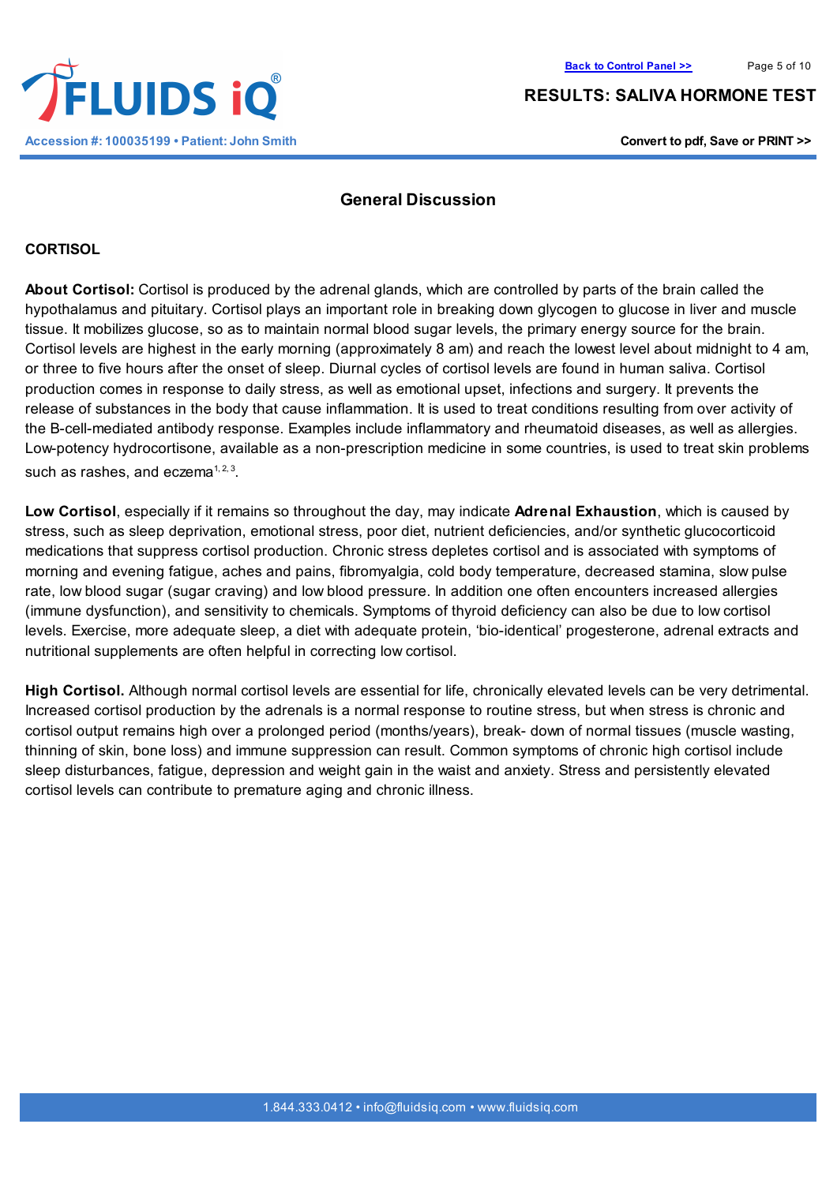## General Discussion

### CORTISOL

**About Cortisol:** Cortisol is produced by the adrenal glands, which are controlled by parts of the brain called the hypothalamus and pituitary. Cortisol plays an important role in breaking down glycogen to glucose in liver and muscle tissue. It mobilizes glucose, so as to maintain normal blood sugar levels, the primary energy source for the brain. Cortisol levels are highest in the early morning (approximately 8 am) and reach the lowest level about midnight to 4 am, or three to five hours after the onset of sleep. Diurnal cycles of cortisol levels are found in human saliva. Cortisol production comes in response to daily stress, as well as emotional upset, infections and surgery. It prevents the release of substances in the body that cause inflammation. It is used to treat conditions resulting from over activity of the B-cell-mediated antibody response. Examples include inflammatory and rheumatoid diseases, as well as allergies. Low-potency hydrocortisone, available as a non-prescription medicine in some countries, is used to treat skin problems such as rashes, and eczema[1,2,3].

**Low Cortisol**, especially if it remains so throughout the day, may indicate **Adrenal Exhaustion**, which is caused by stress, such as sleep deprivation, emotional stress, poor diet, nutrient deficiencies, and/or synthetic glucocorticoid medications that suppress cortisol production. Chronic stress depletes cortisol and is associated with symptoms of morning and evening fatigue, aches and pains, fibromyalgia, cold body temperature, decreased stamina, slow pulse rate, low blood sugar (sugar craving) and low blood pressure. In addition one often encounters increased allergies (immune dysfunction), and sensitivity to chemicals. Symptoms of thyroid deficiency can also be due to low cortisol levels. Exercise, more adequate sleep, a diet with adequate protein, 'bio-identical' progesterone, adrenal extracts and nutritional supplements are often helpful in correcting low cortisol.

**High Cortisol.** Although normal cortisol levels are essential for life, chronically elevated levels can be very detrimental. Increased cortisol production by the adrenals is a normal response to routine stress, but when stress is chronic and cortisol output remains high over a prolonged period (months/years), break- down of normal tissues (muscle wasting, thinning of skin, bone loss) and immune suppression can result. Common symptoms of chronic high cortisol include sleep disturbances, fatigue, depression and weight gain in the waist and anxiety. Stress and persistently elevated cortisol levels can contribute to premature aging and chronic illness.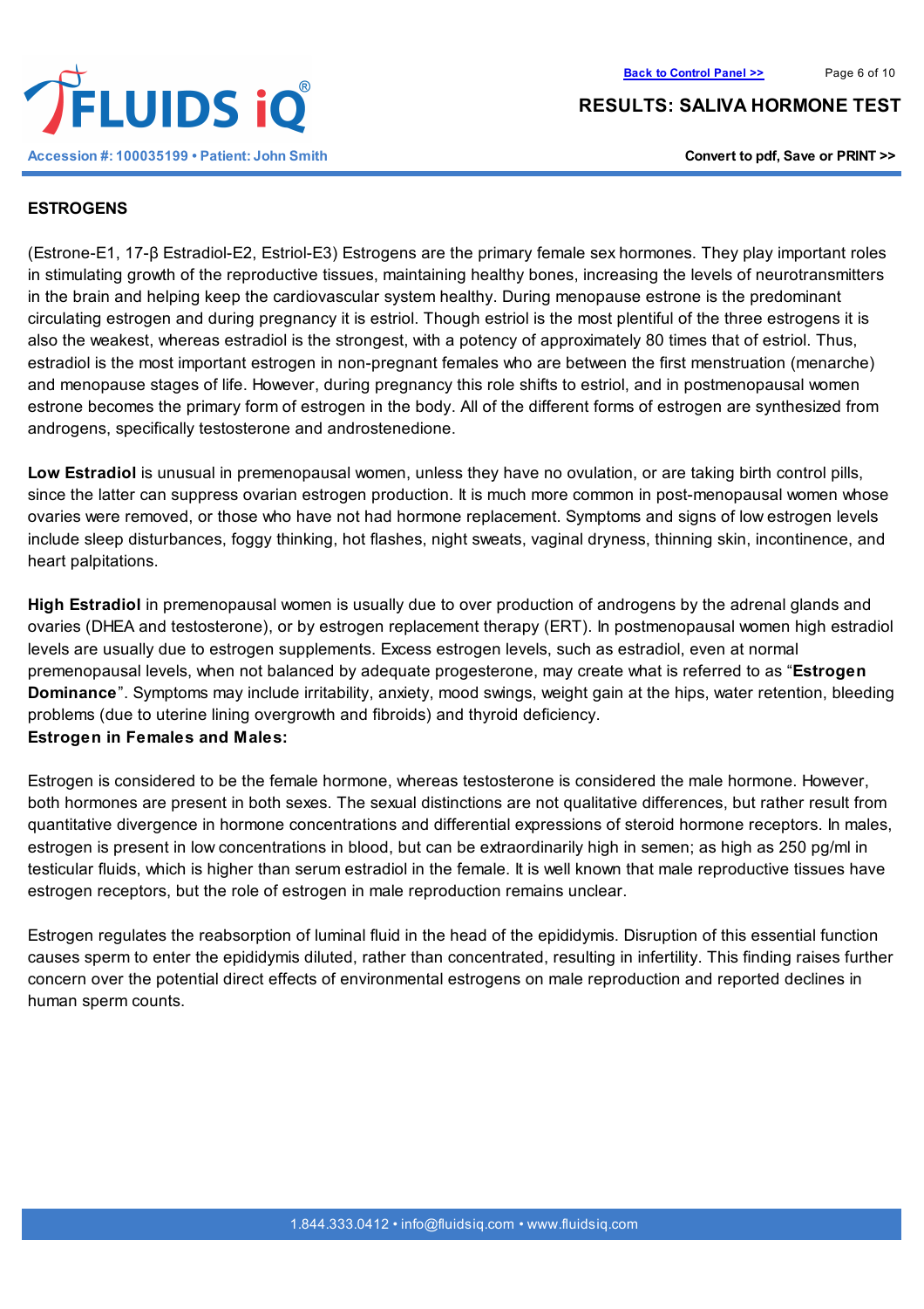## ESTROGENS

(Estrone-E1, 17-β Estradiol-E2, Estriol-E3) Estrogens are the primary female sex hormones. They play important roles in stimulating growth of the reproductive tissues, maintaining healthy bones, increasing the levels of neurotransmitters in the brain and helping keep the cardiovascular system healthy. During menopause estrone is the predominant circulating estrogen and during pregnancy it is estriol. Though estriol is the most plentiful of the three estrogens it is also the weakest, whereas estradiol is the strongest, with a potency of approximately 80 times that of estriol. Thus, estradiol is the most important estrogen in non-pregnant females who are between the first menstruation (menarche) and menopause stages of life. However, during pregnancy this role shifts to estriol, and in postmenopausal women estrone becomes the primary form of estrogen in the body. All of the different forms of estrogen are synthesized from androgens, specifically testosterone and androstenedione.

**Low Estradiol** is unusual in premenopausal women, unless they have no ovulation, or are taking birth control pills, since the latter can suppress ovarian estrogen production. It is much more common in post-menopausal women whose ovaries were removed, or those who have not had hormone replacement. Symptoms and signs of low estrogen levels include sleep disturbances, foggy thinking, hot flashes, night sweats, vaginal dryness, thinning skin, incontinence, and heart palpitations.

**High Estradiol** in premenopausal women is usually due to over production of androgens by the adrenal glands and ovaries (DHEA and testosterone), or by estrogen replacement therapy (ERT). In postmenopausal women high estradiol levels are usually due to estrogen supplements. Excess estrogen levels, such as estradiol, even at normal premenopausal levels, when not balanced by adequate progesterone, may create what is referred to as "**Estrogen Dominance**". Symptoms may include irritability, anxiety, mood swings, weight gain at the hips, water retention, bleeding problems (due to uterine lining overgrowth and fibroids) and thyroid deficiency.

**Estrogen in Females and Males:**

Estrogen is considered to be the female hormone, whereas testosterone is considered the male hormone. However, both hormones are present in both sexes. The sexual distinctions are not qualitative differences, but rather result from quantitative divergence in hormone concentrations and differential expressions of steroid hormone receptors. In males, estrogen is present in low concentrations in blood, but can be extraordinarily high in semen; as high as 250 pg/ml in testicular fluids, which is higher than serum estradiol in the female. It is well known that male reproductive tissues have estrogen receptors, but the role of estrogen in male reproduction remains unclear.

Estrogen regulates the reabsorption of luminal fluid in the head of the epididymis. Disruption of this essential function causes sperm to enter the epididymis diluted, rather than concentrated, resulting in infertility. This finding raises further concern over the potential direct effects of environmental estrogens on male reproduction and reported declines in human sperm counts.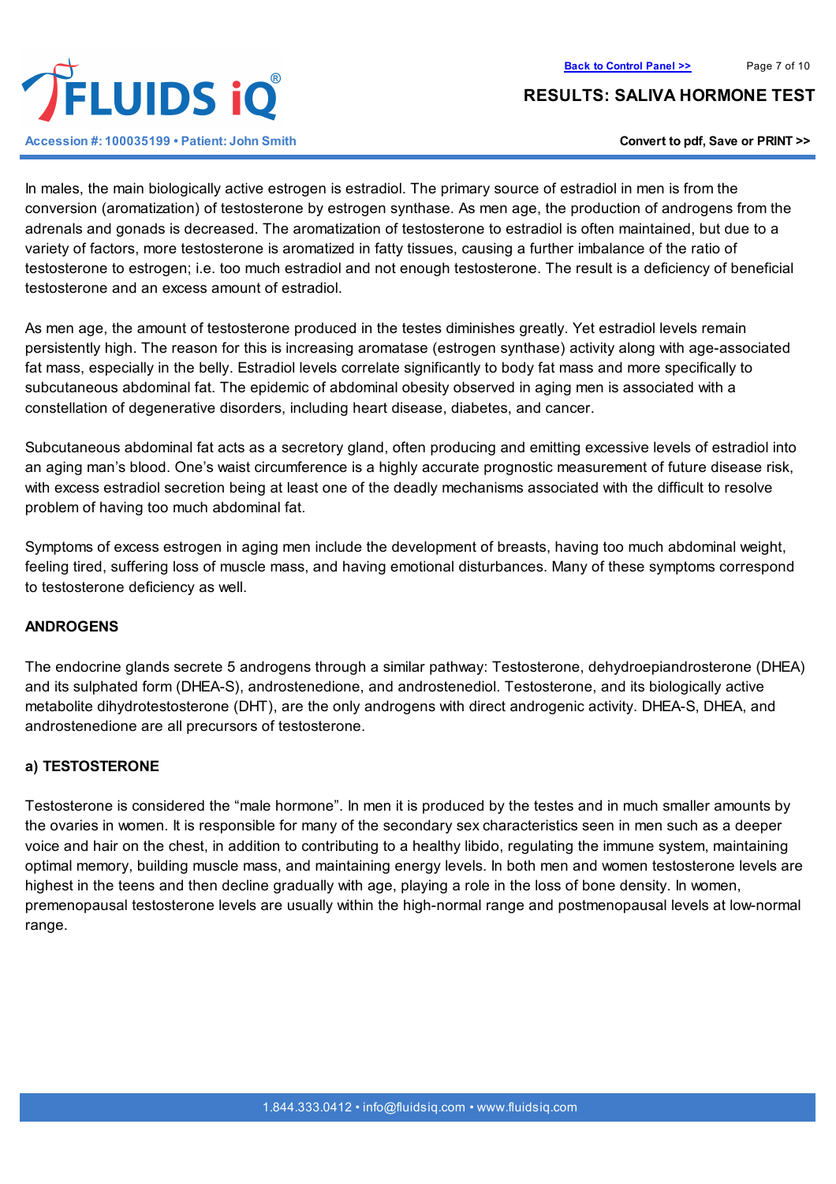In males, the main biologically active estrogen is estradiol. The primary source of estradiol in men is from the conversion (aromatization) of testosterone by estrogen synthase. As men age, the production of androgens from the adrenals and gonads is decreased. The aromatization of testosterone to estradiol is often maintained, but due to a variety of factors, more testosterone is aromatized in fatty tissues, causing a further imbalance of the ratio of testosterone to estrogen; i.e. too much estradiol and not enough testosterone. The result is a deficiency of beneficial testosterone and an excess amount of estradiol.

As men age, the amount of testosterone produced in the testes diminishes greatly. Yet estradiol levels remain persistently high. The reason for this is increasing aromatase (estrogen synthase) activity along with age-associated fat mass, especially in the belly. Estradiol levels correlate significantly to body fat mass and more specifically to subcutaneous abdominal fat. The epidemic of abdominal obesity observed in aging men is associated with a constellation of degenerative disorders, including heart disease, diabetes, and cancer.

Subcutaneous abdominal fat acts as a secretory gland, often producing and emitting excessive levels of estradiol into an aging man's blood. One's waist circumference is a highly accurate prognostic measurement of future disease risk, with excess estradiol secretion being at least one of the deadly mechanisms associated with the difficult to resolve problem of having too much abdominal fat.

Symptoms of excess estrogen in aging men include the development of breasts, having too much abdominal weight, feeling tired, suffering loss of muscle mass, and having emotional disturbances. Many of these symptoms correspond to testosterone deficiency as well.

## ANDROGENS

The endocrine glands secrete 5 androgens through a similar pathway: Testosterone, dehydroepiandrosterone (DHEA) and its sulphated form (DHEA-S), androstenedione, and androstenediol. Testosterone, and its biologically active metabolite dihydrotestosterone (DHT), are the only androgens with direct androgenic activity. DHEA-S, DHEA, and androstenedione are all precursors of testosterone.

### a) TESTOSTERONE

Testosterone is considered the "male hormone". In men it is produced by the testes and in much smaller amounts by the ovaries in women. It is responsible for many of the secondary sex characteristics seen in men such as a deeper voice and hair on the chest, in addition to contributing to a healthy libido, regulating the immune system, maintaining optimal memory, building muscle mass, and maintaining energy levels. In both men and women testosterone levels are highest in the teens and then decline gradually with age, playing a role in the loss of bone density. In women, premenopausal testosterone levels are usually within the high-normal range and postmenopausal levels at low-normal range.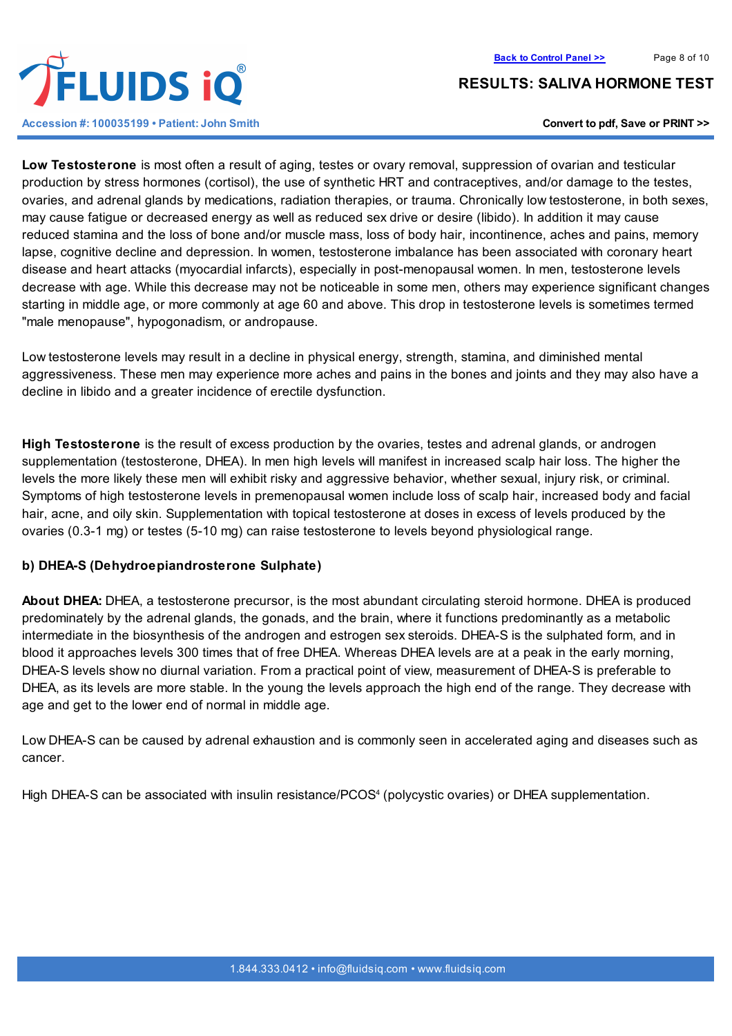**Low Testosterone** is most often a result of aging, testes or ovary removal, suppression of ovarian and testicular production by stress hormones (cortisol), the use of synthetic HRT and contraceptives, and/or damage to the testes, ovaries, and adrenal glands by medications, radiation therapies, or trauma. Chronically low testosterone, in both sexes, may cause fatigue or decreased energy as well as reduced sex drive or desire (libido). In addition it may cause reduced stamina and the loss of bone and/or muscle mass, loss of body hair, incontinence, aches and pains, memory lapse, cognitive decline and depression. In women, testosterone imbalance has been associated with coronary heart disease and heart attacks (myocardial infarcts), especially in post-menopausal women. In men, testosterone levels decrease with age. While this decrease may not be noticeable in some men, others may experience significant changes starting in middle age, or more commonly at age 60 and above. This drop in testosterone levels is sometimes termed "male menopause", hypogonadism, or andropause.

Low testosterone levels may result in a decline in physical energy, strength, stamina, and diminished mental aggressiveness. These men may experience more aches and pains in the bones and joints and they may also have a decline in libido and a greater incidence of erectile dysfunction.

**High Testosterone** is the result of excess production by the ovaries, testes and adrenal glands, or androgen supplementation (testosterone, DHEA). In men high levels will manifest in increased scalp hair loss. The higher the levels the more likely these men will exhibit risky and aggressive behavior, whether sexual, injury risk, or criminal. Symptoms of high testosterone levels in premenopausal women include loss of scalp hair, increased body and facial hair, acne, and oily skin. Supplementation with topical testosterone at doses in excess of levels produced by the ovaries (0.3-1 mg) or testes (5-10 mg) can raise testosterone to levels beyond physiological range.

**b) DHEA-S (Dehydroepiandrosterone Sulphate)**

**About DHEA:** DHEA, a testosterone precursor, is the most abundant circulating steroid hormone. DHEA is produced predominately by the adrenal glands, the gonads, and the brain, where it functions predominantly as a metabolic intermediate in the biosynthesis of the androgen and estrogen sex steroids. DHEA-S is the sulphated form, and in blood it approaches levels 300 times that of free DHEA. Whereas DHEA levels are at a peak in the early morning, DHEA-S levels show no diurnal variation. From a practical point of view, measurement of DHEA-S is preferable to DHEA, as its levels are more stable. In the young the levels approach the high end of the range. They decrease with age and get to the lower end of normal in middle age.

Low DHEA-S can be caused by adrenal exhaustion and is commonly seen in accelerated aging and diseases such as cancer.

High DHEA-S can be associated with insulin resistance/PCOS[4] (polycystic ovaries) or DHEA supplementation.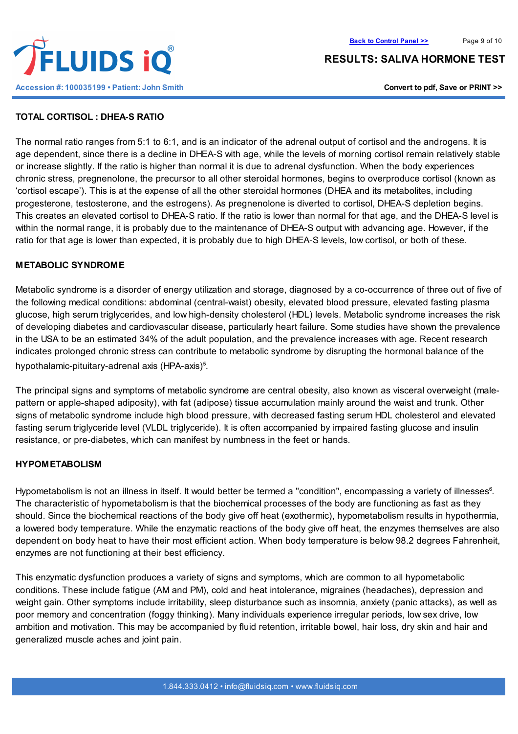## TOTAL CORTISOL : DHEA-S RATIO

The normal ratio ranges from 5:1 to 6:1, and is an indicator of the adrenal output of cortisol and the androgens. It is age dependent, since there is a decline in DHEA-S with age, while the levels of morning cortisol remain relatively stable or increase slightly. If the ratio is higher than normal it is due to adrenal dysfunction. When the body experiences chronic stress, pregnenolone, the precursor to all other steroidal hormones, begins to overproduce cortisol (known as 'cortisol escape'). This is at the expense of all the other steroidal hormones (DHEA and its metabolites, including progesterone, testosterone, and the estrogens). As pregnenolone is diverted to cortisol, DHEA-S depletion begins. This creates an elevated cortisol to DHEA-S ratio. If the ratio is lower than normal for that age, and the DHEA-S level is within the normal range, it is probably due to the maintenance of DHEA-S output with advancing age. However, if the ratio for that age is lower than expected, it is probably due to high DHEA-S levels, low cortisol, or both of these.

## METABOLIC SYNDROME

Metabolic syndrome is a disorder of energy utilization and storage, diagnosed by a co-occurrence of three out of five of the following medical conditions: abdominal (central-waist) obesity, elevated blood pressure, elevated fasting plasma glucose, high serum triglycerides, and low high-density cholesterol (HDL) levels. Metabolic syndrome increases the risk of developing diabetes and cardiovascular disease, particularly heart failure. Some studies have shown the prevalence in the USA to be an estimated 34% of the adult population, and the prevalence increases with age. Recent research indicates prolonged chronic stress can contribute to metabolic syndrome by disrupting the hormonal balance of the hypothalamic-pituitary-adrenal axis (HPA-axis)[5].

The principal signs and symptoms of metabolic syndrome are central obesity, also known as visceral overweight (male-pattern or apple-shaped adiposity), with fat (adipose) tissue accumulation mainly around the waist and trunk. Other signs of metabolic syndrome include high blood pressure, with decreased fasting serum HDL cholesterol and elevated fasting serum triglyceride level (VLDL triglyceride). It is often accompanied by impaired fasting glucose and insulin resistance, or pre-diabetes, which can manifest by numbness in the feet or hands.

## HYPOMETABOLISM

Hypometabolism is not an illness in itself. It would better be termed a "condition", encompassing a variety of illnesses[6]. The characteristic of hypometabolism is that the biochemical processes of the body are functioning as fast as they should. Since the biochemical reactions of the body give off heat (exothermic), hypometabolism results in hypothermia, a lowered body temperature. While the enzymatic reactions of the body give off heat, the enzymes themselves are also dependent on body heat to have their most efficient action. When body temperature is below 98.2 degrees Fahrenheit, enzymes are not functioning at their best efficiency.

This enzymatic dysfunction produces a variety of signs and symptoms, which are common to all hypometabolic conditions. These include fatigue (AM and PM), cold and heat intolerance, migraines (headaches), depression and weight gain. Other symptoms include irritability, sleep disturbance such as insomnia, anxiety (panic attacks), as well as poor memory and concentration (foggy thinking). Many individuals experience irregular periods, low sex drive, low ambition and motivation. This may be accompanied by fluid retention, irritable bowel, hair loss, dry skin and hair and generalized muscle aches and joint pain.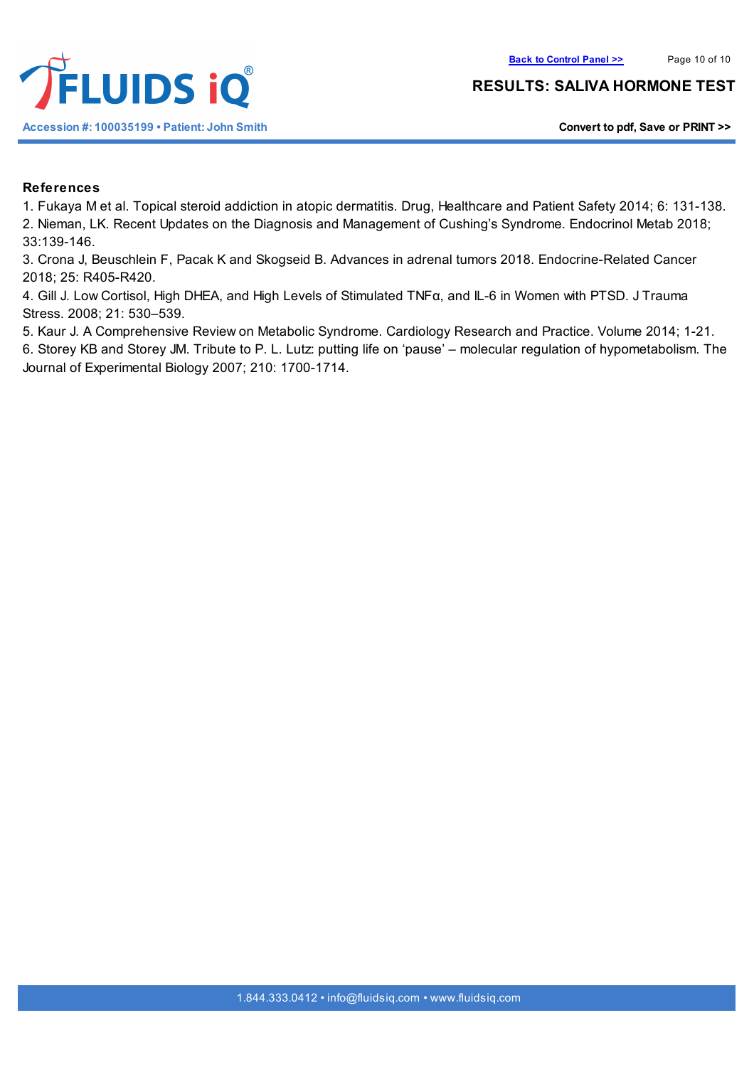**References**

1. Fukaya M et al. Topical steroid addiction in atopic dermatitis. Drug, Healthcare and Patient Safety 2014; 6: 131-138.
2. Nieman, LK. Recent Updates on the Diagnosis and Management of Cushing's Syndrome. Endocrinol Metab 2018; 33:139-146.
3. Crona J, Beuschlein F, Pacak K and Skogseid B. Advances in adrenal tumors 2018. Endocrine-Related Cancer 2018; 25: R405-R420.
4. Gill J. Low Cortisol, High DHEA, and High Levels of Stimulated TNFα, and IL-6 in Women with PTSD. J Trauma Stress. 2008; 21: 530–539.
5. Kaur J. A Comprehensive Review on Metabolic Syndrome. Cardiology Research and Practice. Volume 2014; 1-21.
6. Storey KB and Storey JM. Tribute to P. L. Lutz: putting life on 'pause' – molecular regulation of hypometabolism. The Journal of Experimental Biology 2007; 210: 1700-1714.